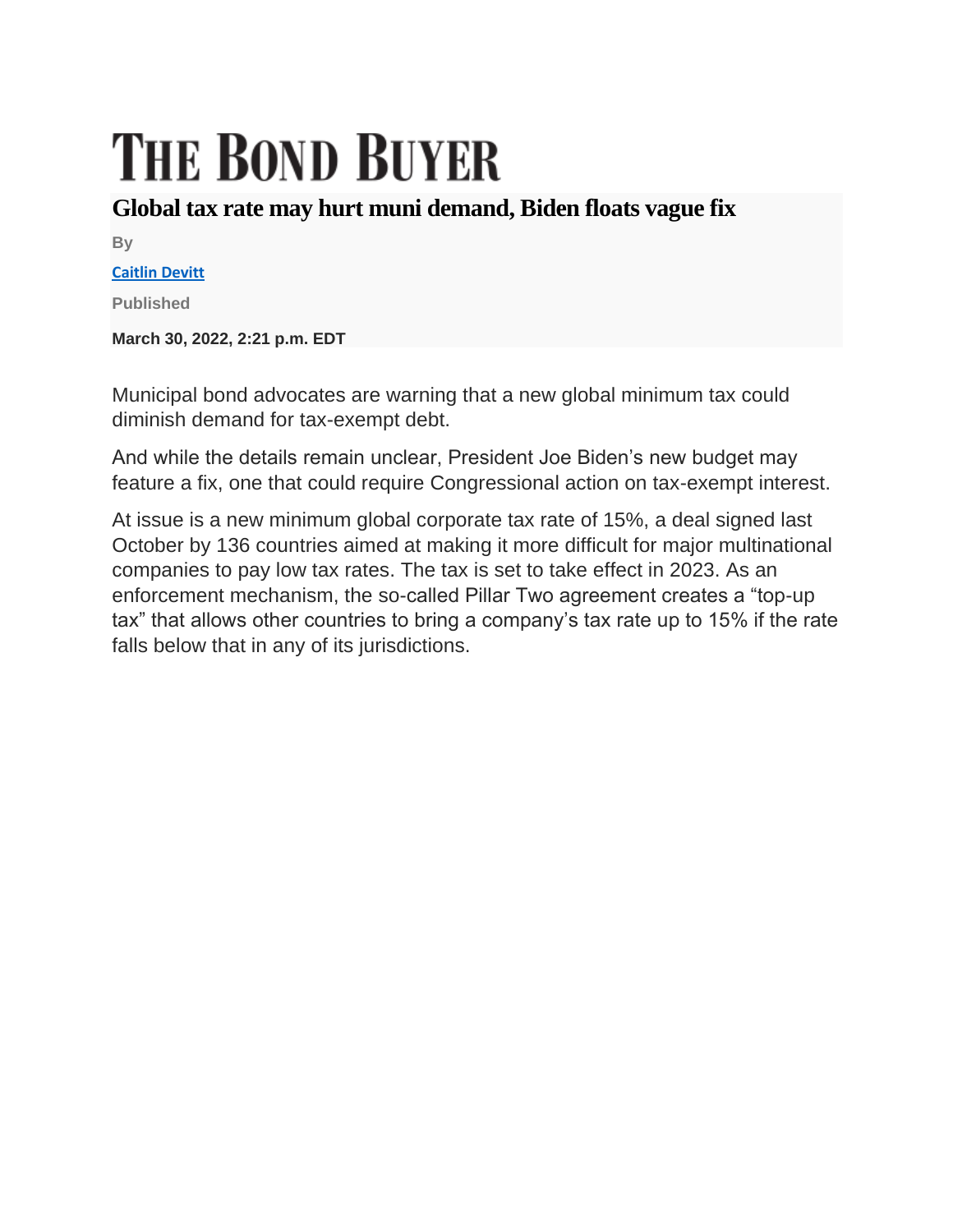# THE BOND BUYER

## Global tax rate may hurt muni demand, Biden floats vague fix

By

[Caitlin Devitt]

Published

**March 30, 2022, 2:21 p.m. EDT**

Municipal bond advocates are warning that a new global minimum tax could diminish demand for tax-exempt debt.

And while the details remain unclear, President Joe Biden's new budget may feature a fix, one that could require Congressional action on tax-exempt interest.

At issue is a new minimum global corporate tax rate of 15%, a deal signed last October by 136 countries aimed at making it more difficult for major multinational companies to pay low tax rates. The tax is set to take effect in 2023. As an enforcement mechanism, the so-called Pillar Two agreement creates a "top-up tax" that allows other countries to bring a company's tax rate up to 15% if the rate falls below that in any of its jurisdictions.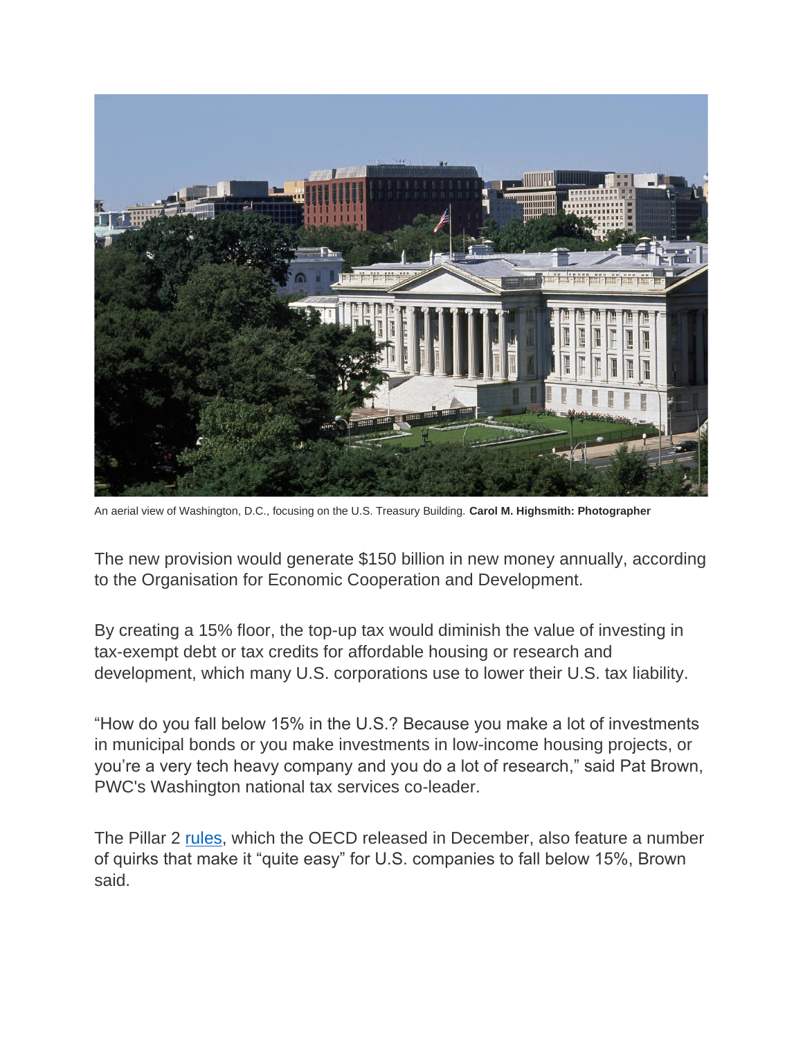An aerial view of Washington, D.C., focusing on the U.S. Treasury Building. **Carol M. Highsmith: Photographer**

The new provision would generate $150 billion in new money annually, according to the Organisation for Economic Cooperation and Development.

By creating a 15% floor, the top-up tax would diminish the value of investing in tax-exempt debt or tax credits for affordable housing or research and development, which many U.S. corporations use to lower their U.S. tax liability.

"How do you fall below 15% in the U.S.? Because you make a lot of investments in municipal bonds or you make investments in low-income housing projects, or you're a very tech heavy company and you do a lot of research," said Pat Brown, PWC's Washington national tax services co-leader.

The Pillar 2 rules, which the OECD released in December, also feature a number of quirks that make it "quite easy" for U.S. companies to fall below 15%, Brown said.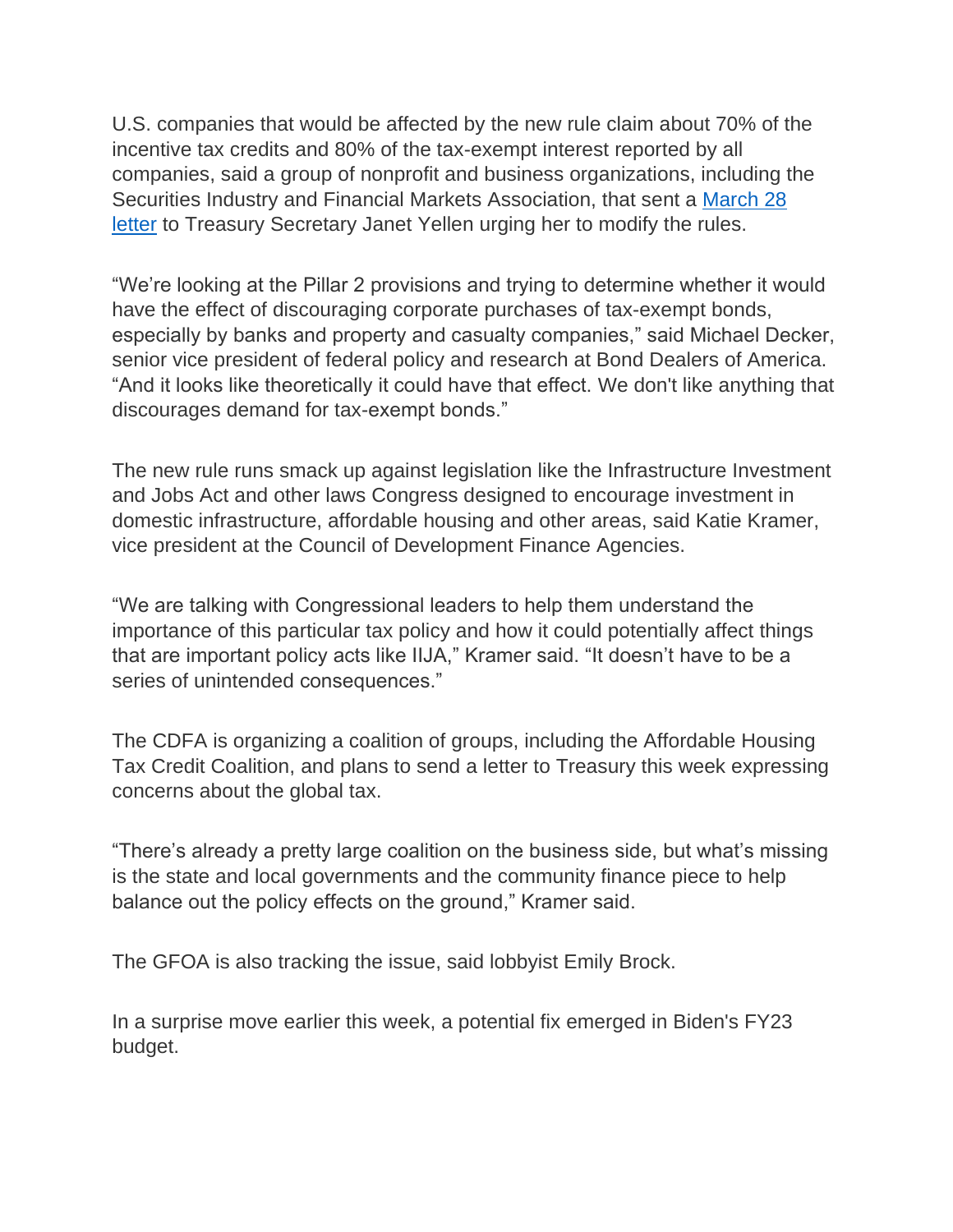U.S. companies that would be affected by the new rule claim about 70% of the incentive tax credits and 80% of the tax-exempt interest reported by all companies, said a group of nonprofit and business organizations, including the Securities Industry and Financial Markets Association, that sent a [March 28 letter](#) to Treasury Secretary Janet Yellen urging her to modify the rules.

"We're looking at the Pillar 2 provisions and trying to determine whether it would have the effect of discouraging corporate purchases of tax-exempt bonds, especially by banks and property and casualty companies," said Michael Decker, senior vice president of federal policy and research at Bond Dealers of America. "And it looks like theoretically it could have that effect. We don't like anything that discourages demand for tax-exempt bonds."

The new rule runs smack up against legislation like the Infrastructure Investment and Jobs Act and other laws Congress designed to encourage investment in domestic infrastructure, affordable housing and other areas, said Katie Kramer, vice president at the Council of Development Finance Agencies.

"We are talking with Congressional leaders to help them understand the importance of this particular tax policy and how it could potentially affect things that are important policy acts like IIJA," Kramer said. "It doesn't have to be a series of unintended consequences."

The CDFA is organizing a coalition of groups, including the Affordable Housing Tax Credit Coalition, and plans to send a letter to Treasury this week expressing concerns about the global tax.

"There's already a pretty large coalition on the business side, but what's missing is the state and local governments and the community finance piece to help balance out the policy effects on the ground," Kramer said.

The GFOA is also tracking the issue, said lobbyist Emily Brock.

In a surprise move earlier this week, a potential fix emerged in Biden's FY23 budget.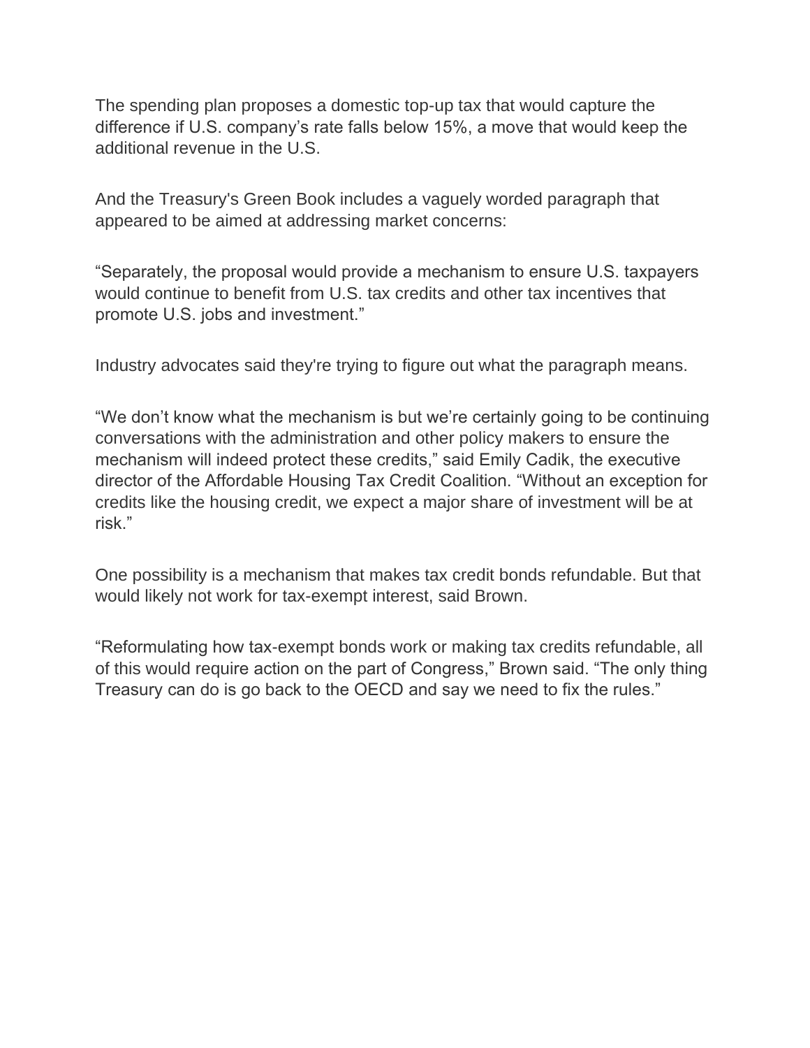The spending plan proposes a domestic top-up tax that would capture the difference if U.S. company's rate falls below 15%, a move that would keep the additional revenue in the U.S.

And the Treasury's Green Book includes a vaguely worded paragraph that appeared to be aimed at addressing market concerns:

"Separately, the proposal would provide a mechanism to ensure U.S. taxpayers would continue to benefit from U.S. tax credits and other tax incentives that promote U.S. jobs and investment."

Industry advocates said they're trying to figure out what the paragraph means.

"We don't know what the mechanism is but we're certainly going to be continuing conversations with the administration and other policy makers to ensure the mechanism will indeed protect these credits," said Emily Cadik, the executive director of the Affordable Housing Tax Credit Coalition. "Without an exception for credits like the housing credit, we expect a major share of investment will be at risk."

One possibility is a mechanism that makes tax credit bonds refundable. But that would likely not work for tax-exempt interest, said Brown.

"Reformulating how tax-exempt bonds work or making tax credits refundable, all of this would require action on the part of Congress," Brown said. "The only thing Treasury can do is go back to the OECD and say we need to fix the rules."